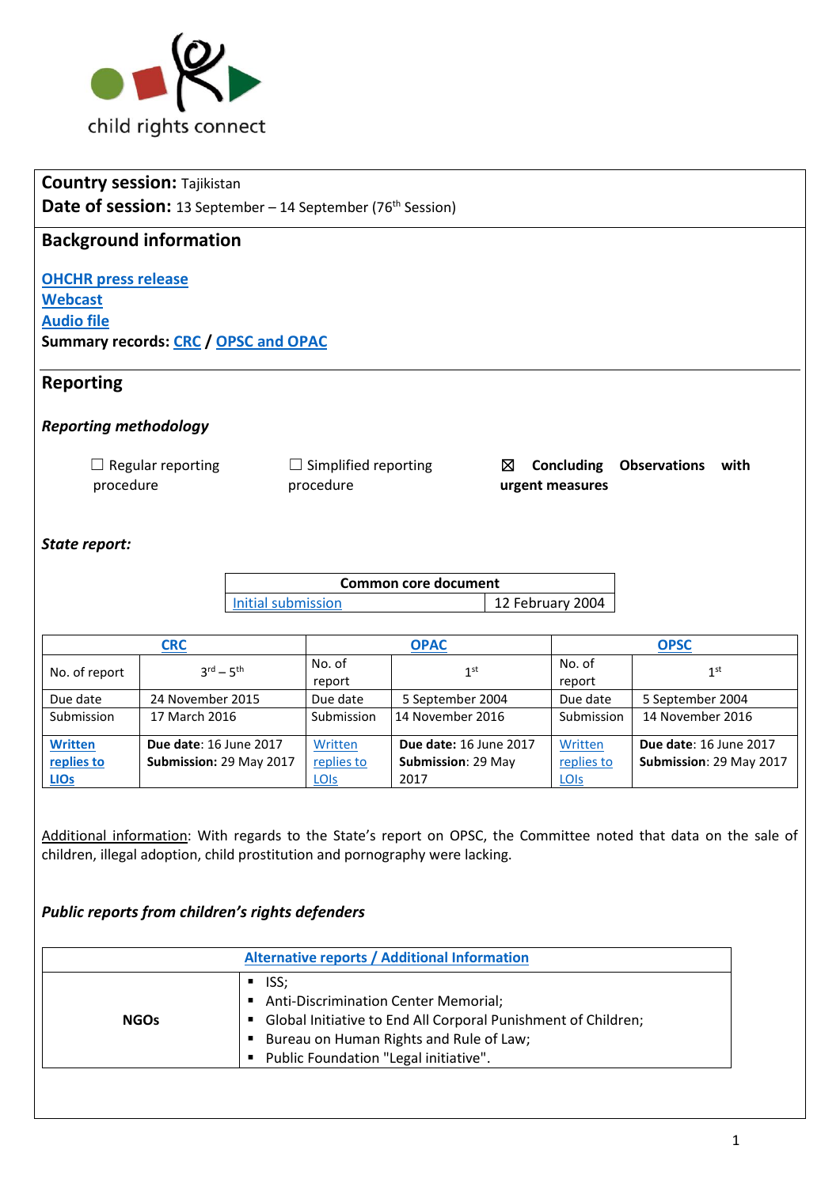child rights connect

**Country session:** Tajikistan
**Date of session:** 13 September – 14 September (76th Session)

## Background information

**OHCHR press release**
**Webcast**
**Audio file**
**Summary records: CRC / OPSC and OPAC**

## Reporting

### *Reporting methodology*

☐ Regular reporting procedure ☐ Simplified reporting procedure ☒ **Concluding Observations with urgent measures**

### *State report:*

| Common core document | |
|---|---|
| Initial submission | 12 February 2004 |

| CRC | | OPAC | | OPSC | |
|---|---|---|---|---|---|
| No. of report | 3rd – 5th | No. of report | 1st | No. of report | 1st |
| Due date | 24 November 2015 | Due date | 5 September 2004 | Due date | 5 September 2004 |
| Submission | 17 March 2016 | Submission | 14 November 2016 | Submission | 14 November 2016 |
| **Written replies to LIOs** | **Due date:** 16 June 2017 **Submission:** 29 May 2017 | Written replies to LOIs | **Due date:** 16 June 2017 **Submission:** 29 May 2017 | Written replies to LOIs | **Due date:** 16 June 2017 **Submission:** 29 May 2017 |

Additional information: With regards to the State's report on OPSC, the Committee noted that data on the sale of children, illegal adoption, child prostitution and pornography were lacking.

### *Public reports from children's rights defenders*

| Alternative reports / Additional Information | |
|---|---|
| **NGOs** | ▪ ISS;<br>▪ Anti-Discrimination Center Memorial;<br>▪ Global Initiative to End All Corporal Punishment of Children;<br>▪ Bureau on Human Rights and Rule of Law;<br>▪ Public Foundation "Legal initiative". |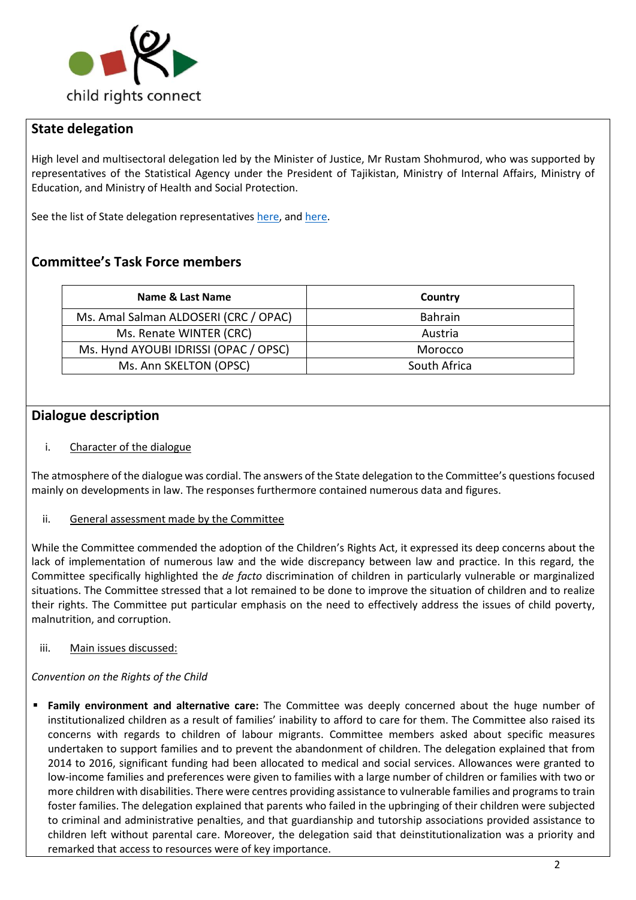## State delegation

High level and multisectoral delegation led by the Minister of Justice, Mr Rustam Shohmurod, who was supported by representatives of the Statistical Agency under the President of Tajikistan, Ministry of Internal Affairs, Ministry of Education, and Ministry of Health and Social Protection.

See the list of State delegation representatives here, and here.

## Committee's Task Force members

| Name & Last Name | Country |
|---|---|
| Ms. Amal Salman ALDOSERI (CRC / OPAC) | Bahrain |
| Ms. Renate WINTER (CRC) | Austria |
| Ms. Hynd AYOUBI IDRISSI (OPAC / OPSC) | Morocco |
| Ms. Ann SKELTON (OPSC) | South Africa |

## Dialogue description

i. Character of the dialogue

The atmosphere of the dialogue was cordial. The answers of the State delegation to the Committee's questions focused mainly on developments in law. The responses furthermore contained numerous data and figures.

ii. General assessment made by the Committee

While the Committee commended the adoption of the Children's Rights Act, it expressed its deep concerns about the lack of implementation of numerous law and the wide discrepancy between law and practice. In this regard, the Committee specifically highlighted the *de facto* discrimination of children in particularly vulnerable or marginalized situations. The Committee stressed that a lot remained to be done to improve the situation of children and to realize their rights. The Committee put particular emphasis on the need to effectively address the issues of child poverty, malnutrition, and corruption.

iii. Main issues discussed:

*Convention on the Rights of the Child*

- **Family environment and alternative care:** The Committee was deeply concerned about the huge number of institutionalized children as a result of families' inability to afford to care for them. The Committee also raised its concerns with regards to children of labour migrants. Committee members asked about specific measures undertaken to support families and to prevent the abandonment of children. The delegation explained that from 2014 to 2016, significant funding had been allocated to medical and social services. Allowances were granted to low-income families and preferences were given to families with a large number of children or families with two or more children with disabilities. There were centres providing assistance to vulnerable families and programs to train foster families. The delegation explained that parents who failed in the upbringing of their children were subjected to criminal and administrative penalties, and that guardianship and tutorship associations provided assistance to children left without parental care. Moreover, the delegation said that deinstitutionalization was a priority and remarked that access to resources were of key importance.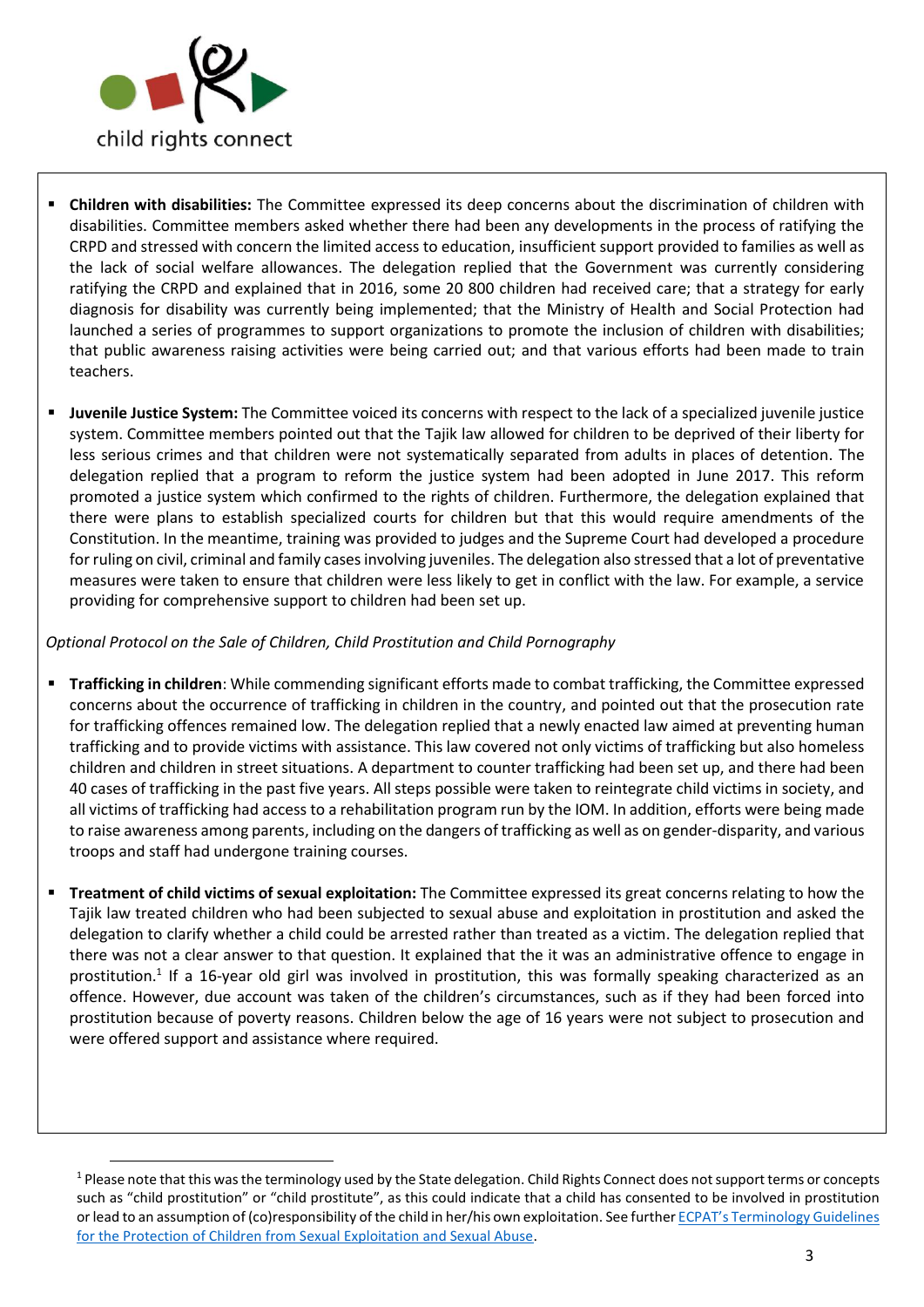- **Children with disabilities:** The Committee expressed its deep concerns about the discrimination of children with disabilities. Committee members asked whether there had been any developments in the process of ratifying the CRPD and stressed with concern the limited access to education, insufficient support provided to families as well as the lack of social welfare allowances. The delegation replied that the Government was currently considering ratifying the CRPD and explained that in 2016, some 20 800 children had received care; that a strategy for early diagnosis for disability was currently being implemented; that the Ministry of Health and Social Protection had launched a series of programmes to support organizations to promote the inclusion of children with disabilities; that public awareness raising activities were being carried out; and that various efforts had been made to train teachers.

- **Juvenile Justice System:** The Committee voiced its concerns with respect to the lack of a specialized juvenile justice system. Committee members pointed out that the Tajik law allowed for children to be deprived of their liberty for less serious crimes and that children were not systematically separated from adults in places of detention. The delegation replied that a program to reform the justice system had been adopted in June 2017. This reform promoted a justice system which confirmed to the rights of children. Furthermore, the delegation explained that there were plans to establish specialized courts for children but that this would require amendments of the Constitution. In the meantime, training was provided to judges and the Supreme Court had developed a procedure for ruling on civil, criminal and family cases involving juveniles. The delegation also stressed that a lot of preventative measures were taken to ensure that children were less likely to get in conflict with the law. For example, a service providing for comprehensive support to children had been set up.

*Optional Protocol on the Sale of Children, Child Prostitution and Child Pornography*

- **Trafficking in children**: While commending significant efforts made to combat trafficking, the Committee expressed concerns about the occurrence of trafficking in children in the country, and pointed out that the prosecution rate for trafficking offences remained low. The delegation replied that a newly enacted law aimed at preventing human trafficking and to provide victims with assistance. This law covered not only victims of trafficking but also homeless children and children in street situations. A department to counter trafficking had been set up, and there had been 40 cases of trafficking in the past five years. All steps possible were taken to reintegrate child victims in society, and all victims of trafficking had access to a rehabilitation program run by the IOM. In addition, efforts were being made to raise awareness among parents, including on the dangers of trafficking as well as on gender-disparity, and various troops and staff had undergone training courses.

- **Treatment of child victims of sexual exploitation:** The Committee expressed its great concerns relating to how the Tajik law treated children who had been subjected to sexual abuse and exploitation in prostitution and asked the delegation to clarify whether a child could be arrested rather than treated as a victim. The delegation replied that there was not a clear answer to that question. It explained that the it was an administrative offence to engage in prostitution.[1] If a 16-year old girl was involved in prostitution, this was formally speaking characterized as an offence. However, due account was taken of the children's circumstances, such as if they had been forced into prostitution because of poverty reasons. Children below the age of 16 years were not subject to prosecution and were offered support and assistance where required.

[1] Please note that this was the terminology used by the State delegation. Child Rights Connect does not support terms or concepts such as "child prostitution" or "child prostitute", as this could indicate that a child has consented to be involved in prostitution or lead to an assumption of (co)responsibility of the child in her/his own exploitation. See further ECPAT's Terminology Guidelines for the Protection of Children from Sexual Exploitation and Sexual Abuse.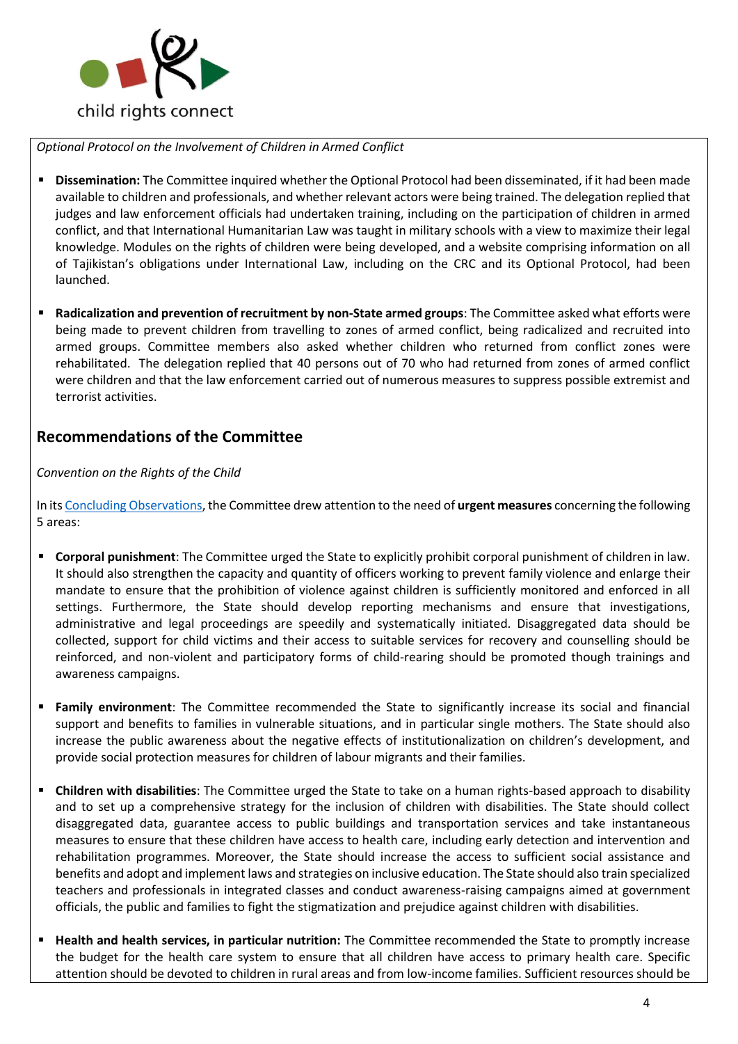*Optional Protocol on the Involvement of Children in Armed Conflict*

- **Dissemination:** The Committee inquired whether the Optional Protocol had been disseminated, if it had been made available to children and professionals, and whether relevant actors were being trained. The delegation replied that judges and law enforcement officials had undertaken training, including on the participation of children in armed conflict, and that International Humanitarian Law was taught in military schools with a view to maximize their legal knowledge. Modules on the rights of children were being developed, and a website comprising information on all of Tajikistan's obligations under International Law, including on the CRC and its Optional Protocol, had been launched.

- **Radicalization and prevention of recruitment by non-State armed groups**: The Committee asked what efforts were being made to prevent children from travelling to zones of armed conflict, being radicalized and recruited into armed groups. Committee members also asked whether children who returned from conflict zones were rehabilitated. The delegation replied that 40 persons out of 70 who had returned from zones of armed conflict were children and that the law enforcement carried out of numerous measures to suppress possible extremist and terrorist activities.

## Recommendations of the Committee

*Convention on the Rights of the Child*

In its Concluding Observations, the Committee drew attention to the need of **urgent measures** concerning the following 5 areas:

- **Corporal punishment**: The Committee urged the State to explicitly prohibit corporal punishment of children in law. It should also strengthen the capacity and quantity of officers working to prevent family violence and enlarge their mandate to ensure that the prohibition of violence against children is sufficiently monitored and enforced in all settings. Furthermore, the State should develop reporting mechanisms and ensure that investigations, administrative and legal proceedings are speedily and systematically initiated. Disaggregated data should be collected, support for child victims and their access to suitable services for recovery and counselling should be reinforced, and non-violent and participatory forms of child-rearing should be promoted though trainings and awareness campaigns.

- **Family environment**: The Committee recommended the State to significantly increase its social and financial support and benefits to families in vulnerable situations, and in particular single mothers. The State should also increase the public awareness about the negative effects of institutionalization on children's development, and provide social protection measures for children of labour migrants and their families.

- **Children with disabilities**: The Committee urged the State to take on a human rights-based approach to disability and to set up a comprehensive strategy for the inclusion of children with disabilities. The State should collect disaggregated data, guarantee access to public buildings and transportation services and take instantaneous measures to ensure that these children have access to health care, including early detection and intervention and rehabilitation programmes. Moreover, the State should increase the access to sufficient social assistance and benefits and adopt and implement laws and strategies on inclusive education. The State should also train specialized teachers and professionals in integrated classes and conduct awareness-raising campaigns aimed at government officials, the public and families to fight the stigmatization and prejudice against children with disabilities.

- **Health and health services, in particular nutrition:** The Committee recommended the State to promptly increase the budget for the health care system to ensure that all children have access to primary health care. Specific attention should be devoted to children in rural areas and from low-income families. Sufficient resources should be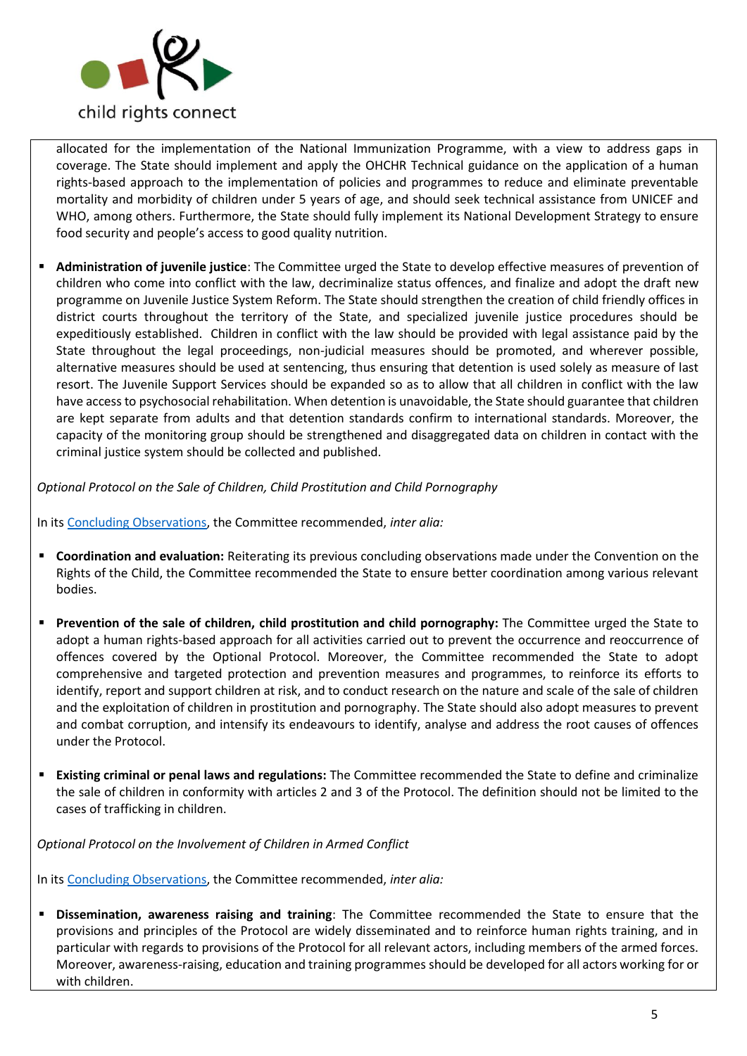allocated for the implementation of the National Immunization Programme, with a view to address gaps in coverage. The State should implement and apply the OHCHR Technical guidance on the application of a human rights-based approach to the implementation of policies and programmes to reduce and eliminate preventable mortality and morbidity of children under 5 years of age, and should seek technical assistance from UNICEF and WHO, among others. Furthermore, the State should fully implement its National Development Strategy to ensure food security and people's access to good quality nutrition.

- **Administration of juvenile justice**: The Committee urged the State to develop effective measures of prevention of children who come into conflict with the law, decriminalize status offences, and finalize and adopt the draft new programme on Juvenile Justice System Reform. The State should strengthen the creation of child friendly offices in district courts throughout the territory of the State, and specialized juvenile justice procedures should be expeditiously established. Children in conflict with the law should be provided with legal assistance paid by the State throughout the legal proceedings, non-judicial measures should be promoted, and wherever possible, alternative measures should be used at sentencing, thus ensuring that detention is used solely as measure of last resort. The Juvenile Support Services should be expanded so as to allow that all children in conflict with the law have access to psychosocial rehabilitation. When detention is unavoidable, the State should guarantee that children are kept separate from adults and that detention standards confirm to international standards. Moreover, the capacity of the monitoring group should be strengthened and disaggregated data on children in contact with the criminal justice system should be collected and published.

*Optional Protocol on the Sale of Children, Child Prostitution and Child Pornography*

In its Concluding Observations, the Committee recommended, *inter alia:*

- **Coordination and evaluation:** Reiterating its previous concluding observations made under the Convention on the Rights of the Child, the Committee recommended the State to ensure better coordination among various relevant bodies.

- **Prevention of the sale of children, child prostitution and child pornography:** The Committee urged the State to adopt a human rights-based approach for all activities carried out to prevent the occurrence and reoccurrence of offences covered by the Optional Protocol. Moreover, the Committee recommended the State to adopt comprehensive and targeted protection and prevention measures and programmes, to reinforce its efforts to identify, report and support children at risk, and to conduct research on the nature and scale of the sale of children and the exploitation of children in prostitution and pornography. The State should also adopt measures to prevent and combat corruption, and intensify its endeavours to identify, analyse and address the root causes of offences under the Protocol.

- **Existing criminal or penal laws and regulations:** The Committee recommended the State to define and criminalize the sale of children in conformity with articles 2 and 3 of the Protocol. The definition should not be limited to the cases of trafficking in children.

*Optional Protocol on the Involvement of Children in Armed Conflict*

In its Concluding Observations, the Committee recommended, *inter alia:*

- **Dissemination, awareness raising and training**: The Committee recommended the State to ensure that the provisions and principles of the Protocol are widely disseminated and to reinforce human rights training, and in particular with regards to provisions of the Protocol for all relevant actors, including members of the armed forces. Moreover, awareness-raising, education and training programmes should be developed for all actors working for or with children.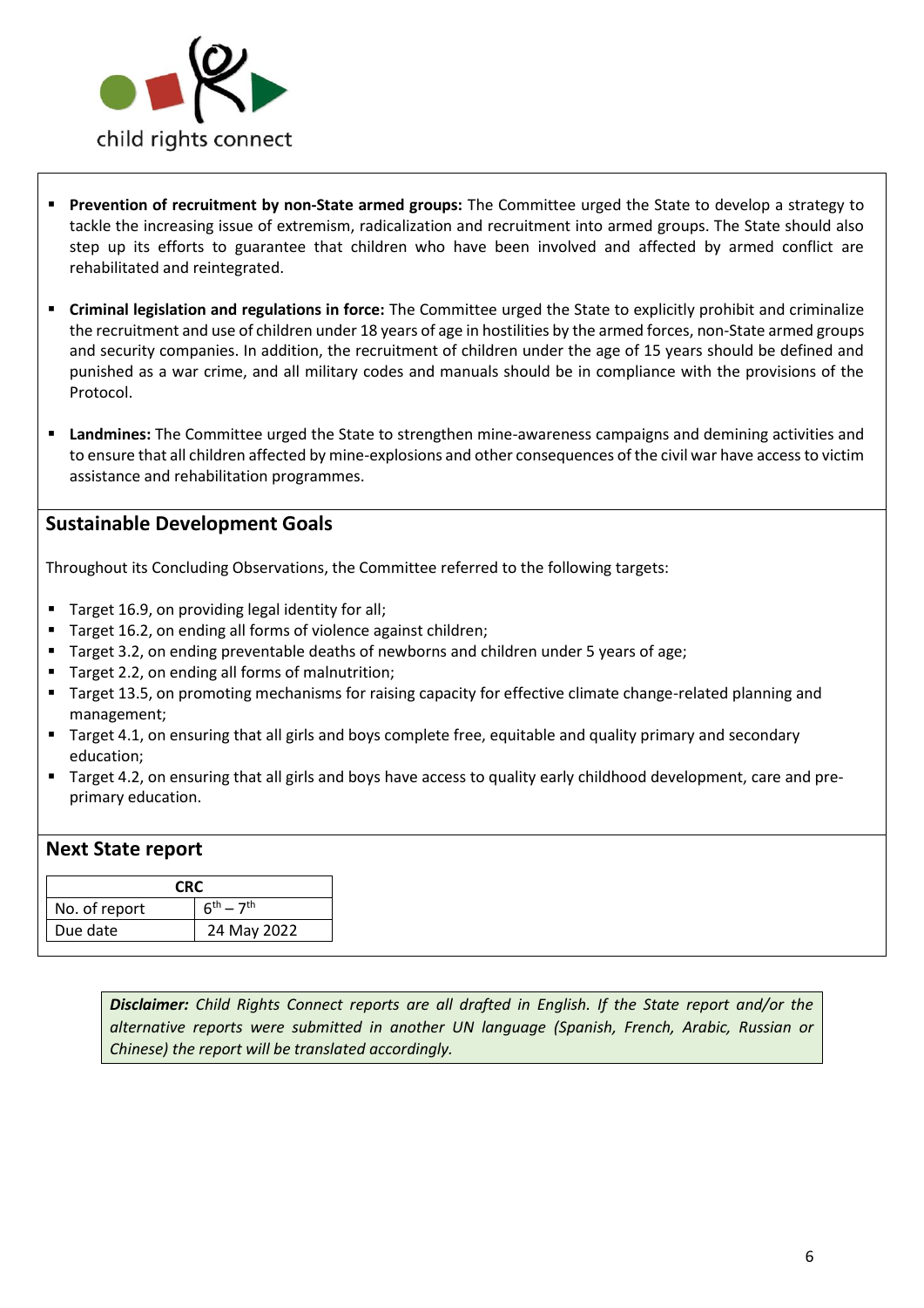- **Prevention of recruitment by non-State armed groups:** The Committee urged the State to develop a strategy to tackle the increasing issue of extremism, radicalization and recruitment into armed groups. The State should also step up its efforts to guarantee that children who have been involved and affected by armed conflict are rehabilitated and reintegrated.

- **Criminal legislation and regulations in force:** The Committee urged the State to explicitly prohibit and criminalize the recruitment and use of children under 18 years of age in hostilities by the armed forces, non-State armed groups and security companies. In addition, the recruitment of children under the age of 15 years should be defined and punished as a war crime, and all military codes and manuals should be in compliance with the provisions of the Protocol.

- **Landmines:** The Committee urged the State to strengthen mine-awareness campaigns and demining activities and to ensure that all children affected by mine-explosions and other consequences of the civil war have access to victim assistance and rehabilitation programmes.

## Sustainable Development Goals

Throughout its Concluding Observations, the Committee referred to the following targets:

- Target 16.9, on providing legal identity for all;
- Target 16.2, on ending all forms of violence against children;
- Target 3.2, on ending preventable deaths of newborns and children under 5 years of age;
- Target 2.2, on ending all forms of malnutrition;
- Target 13.5, on promoting mechanisms for raising capacity for effective climate change-related planning and management;
- Target 4.1, on ensuring that all girls and boys complete free, equitable and quality primary and secondary education;
- Target 4.2, on ensuring that all girls and boys have access to quality early childhood development, care and pre-primary education.

## Next State report

| CRC | |
|---|---|
| No. of report | 6th – 7th |
| Due date | 24 May 2022 |

***Disclaimer:*** *Child Rights Connect reports are all drafted in English. If the State report and/or the alternative reports were submitted in another UN language (Spanish, French, Arabic, Russian or Chinese) the report will be translated accordingly.*